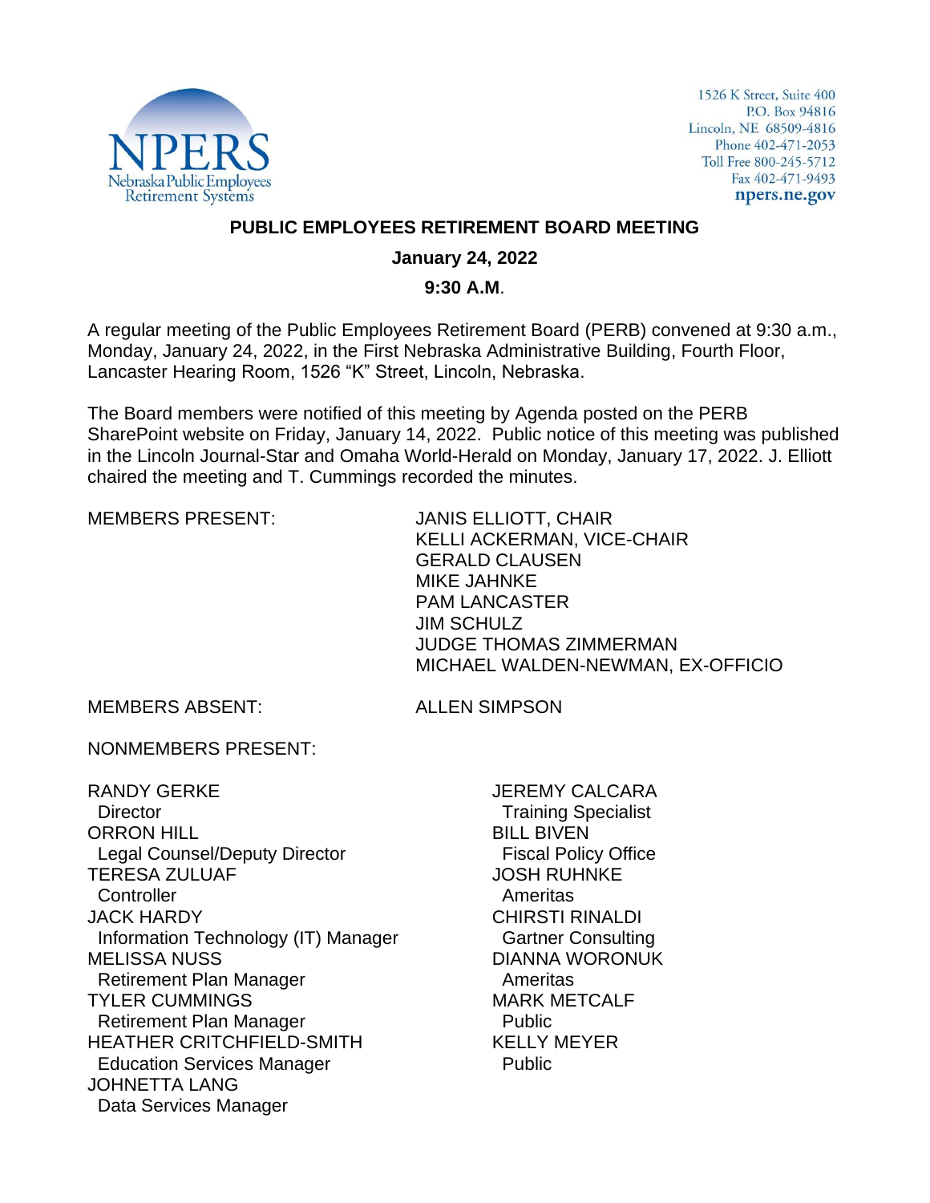NPERS
Nebraska Public Employees
Retirement Systems

1526 K Street, Suite 400
P.O. Box 94816
Lincoln, NE 68509-4816
Phone 402-471-2053
Toll Free 800-245-5712
Fax 402-471-9493
npers.ne.gov

# PUBLIC EMPLOYEES RETIREMENT BOARD MEETING

**January 24, 2022**

**9:30 A.M.**

A regular meeting of the Public Employees Retirement Board (PERB) convened at 9:30 a.m., Monday, January 24, 2022, in the First Nebraska Administrative Building, Fourth Floor, Lancaster Hearing Room, 1526 "K" Street, Lincoln, Nebraska.

The Board members were notified of this meeting by Agenda posted on the PERB SharePoint website on Friday, January 14, 2022. Public notice of this meeting was published in the Lincoln Journal-Star and Omaha World-Herald on Monday, January 17, 2022. J. Elliott chaired the meeting and T. Cummings recorded the minutes.

MEMBERS PRESENT:

JANIS ELLIOTT, CHAIR
KELLI ACKERMAN, VICE-CHAIR
GERALD CLAUSEN
MIKE JAHNKE
PAM LANCASTER
JIM SCHULZ
JUDGE THOMAS ZIMMERMAN
MICHAEL WALDEN-NEWMAN, EX-OFFICIO

MEMBERS ABSENT:

ALLEN SIMPSON

NONMEMBERS PRESENT:

RANDY GERKE
 Director
ORRON HILL
 Legal Counsel/Deputy Director
TERESA ZULUAF
 Controller
JACK HARDY
 Information Technology (IT) Manager
MELISSA NUSS
 Retirement Plan Manager
TYLER CUMMINGS
 Retirement Plan Manager
HEATHER CRITCHFIELD-SMITH
 Education Services Manager
JOHNETTA LANG
 Data Services Manager

JEREMY CALCARA
 Training Specialist
BILL BIVEN
 Fiscal Policy Office
JOSH RUHNKE
 Ameritas
CHIRSTI RINALDI
 Gartner Consulting
DIANNA WORONUK
 Ameritas
MARK METCALF
 Public
KELLY MEYER
 Public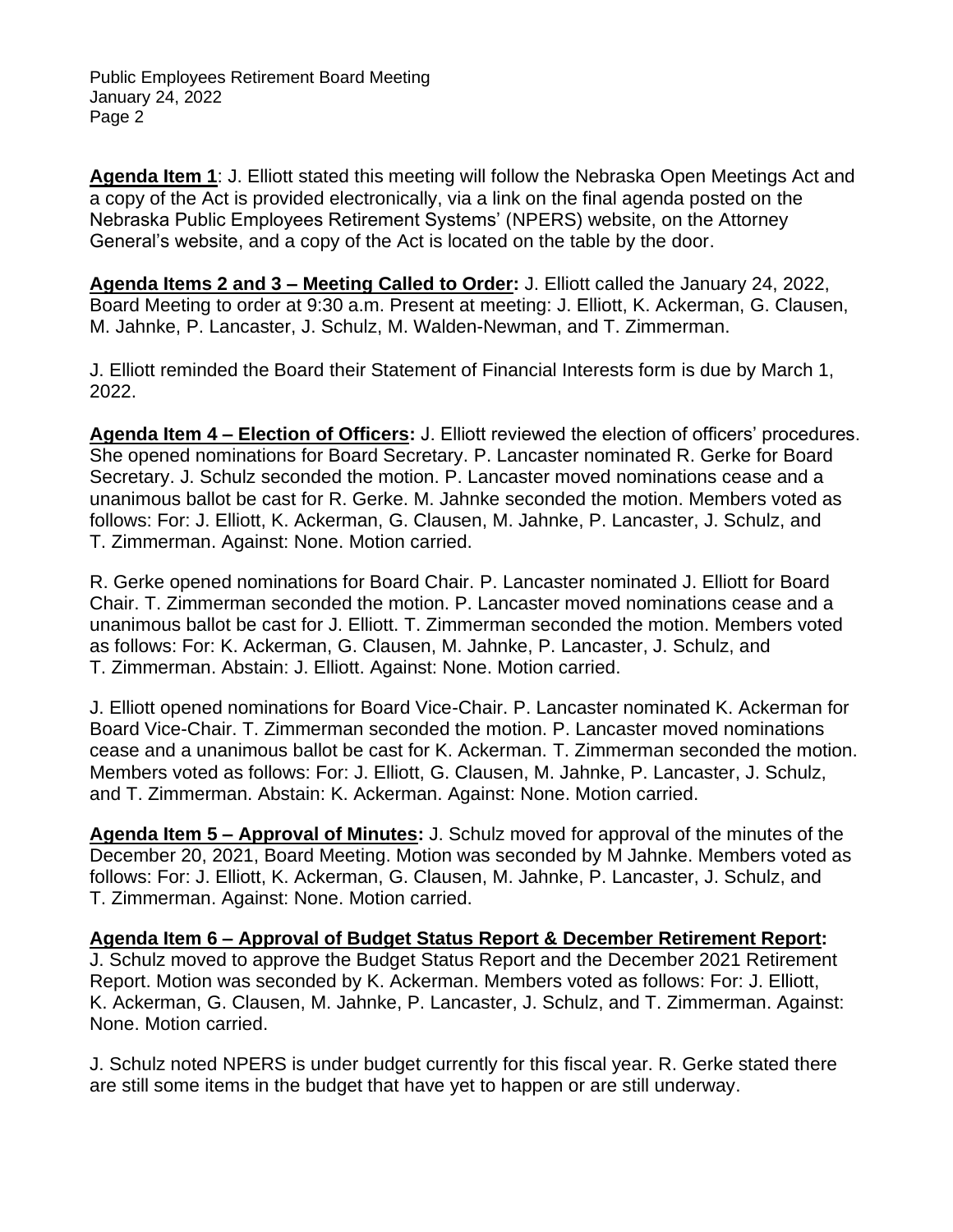**Agenda Item 1**: J. Elliott stated this meeting will follow the Nebraska Open Meetings Act and a copy of the Act is provided electronically, via a link on the final agenda posted on the Nebraska Public Employees Retirement Systems' (NPERS) website, on the Attorney General's website, and a copy of the Act is located on the table by the door.

**Agenda Items 2 and 3 – Meeting Called to Order:** J. Elliott called the January 24, 2022, Board Meeting to order at 9:30 a.m. Present at meeting: J. Elliott, K. Ackerman, G. Clausen, M. Jahnke, P. Lancaster, J. Schulz, M. Walden-Newman, and T. Zimmerman.

J. Elliott reminded the Board their Statement of Financial Interests form is due by March 1, 2022.

**Agenda Item 4 – Election of Officers:** J. Elliott reviewed the election of officers' procedures. She opened nominations for Board Secretary. P. Lancaster nominated R. Gerke for Board Secretary. J. Schulz seconded the motion. P. Lancaster moved nominations cease and a unanimous ballot be cast for R. Gerke. M. Jahnke seconded the motion. Members voted as follows: For: J. Elliott, K. Ackerman, G. Clausen, M. Jahnke, P. Lancaster, J. Schulz, and T. Zimmerman. Against: None. Motion carried.

R. Gerke opened nominations for Board Chair. P. Lancaster nominated J. Elliott for Board Chair. T. Zimmerman seconded the motion. P. Lancaster moved nominations cease and a unanimous ballot be cast for J. Elliott. T. Zimmerman seconded the motion. Members voted as follows: For: K. Ackerman, G. Clausen, M. Jahnke, P. Lancaster, J. Schulz, and T. Zimmerman. Abstain: J. Elliott. Against: None. Motion carried.

J. Elliott opened nominations for Board Vice-Chair. P. Lancaster nominated K. Ackerman for Board Vice-Chair. T. Zimmerman seconded the motion. P. Lancaster moved nominations cease and a unanimous ballot be cast for K. Ackerman. T. Zimmerman seconded the motion. Members voted as follows: For: J. Elliott, G. Clausen, M. Jahnke, P. Lancaster, J. Schulz, and T. Zimmerman. Abstain: K. Ackerman. Against: None. Motion carried.

**Agenda Item 5 – Approval of Minutes:** J. Schulz moved for approval of the minutes of the December 20, 2021, Board Meeting. Motion was seconded by M Jahnke. Members voted as follows: For: J. Elliott, K. Ackerman, G. Clausen, M. Jahnke, P. Lancaster, J. Schulz, and T. Zimmerman. Against: None. Motion carried.

**Agenda Item 6 – Approval of Budget Status Report & December Retirement Report:** J. Schulz moved to approve the Budget Status Report and the December 2021 Retirement Report. Motion was seconded by K. Ackerman. Members voted as follows: For: J. Elliott, K. Ackerman, G. Clausen, M. Jahnke, P. Lancaster, J. Schulz, and T. Zimmerman. Against: None. Motion carried.

J. Schulz noted NPERS is under budget currently for this fiscal year. R. Gerke stated there are still some items in the budget that have yet to happen or are still underway.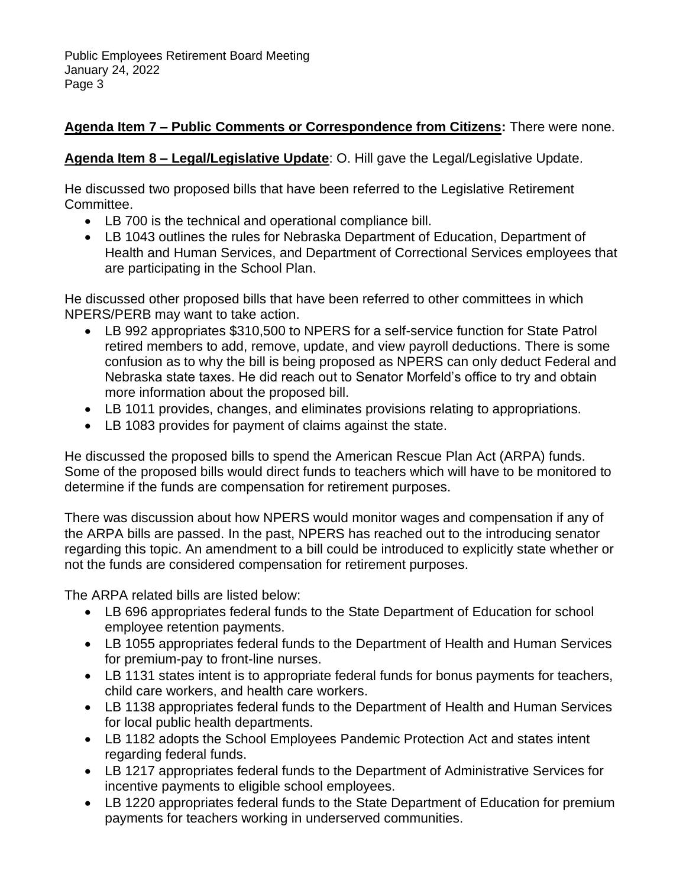**Agenda Item 7 – Public Comments or Correspondence from Citizens:** There were none.

**Agenda Item 8 – Legal/Legislative Update**: O. Hill gave the Legal/Legislative Update.

He discussed two proposed bills that have been referred to the Legislative Retirement Committee.

- LB 700 is the technical and operational compliance bill.
- LB 1043 outlines the rules for Nebraska Department of Education, Department of Health and Human Services, and Department of Correctional Services employees that are participating in the School Plan.

He discussed other proposed bills that have been referred to other committees in which NPERS/PERB may want to take action.

- LB 992 appropriates $310,500 to NPERS for a self-service function for State Patrol retired members to add, remove, update, and view payroll deductions. There is some confusion as to why the bill is being proposed as NPERS can only deduct Federal and Nebraska state taxes. He did reach out to Senator Morfeld's office to try and obtain more information about the proposed bill.
- LB 1011 provides, changes, and eliminates provisions relating to appropriations.
- LB 1083 provides for payment of claims against the state.

He discussed the proposed bills to spend the American Rescue Plan Act (ARPA) funds. Some of the proposed bills would direct funds to teachers which will have to be monitored to determine if the funds are compensation for retirement purposes.

There was discussion about how NPERS would monitor wages and compensation if any of the ARPA bills are passed. In the past, NPERS has reached out to the introducing senator regarding this topic. An amendment to a bill could be introduced to explicitly state whether or not the funds are considered compensation for retirement purposes.

The ARPA related bills are listed below:

- LB 696 appropriates federal funds to the State Department of Education for school employee retention payments.
- LB 1055 appropriates federal funds to the Department of Health and Human Services for premium-pay to front-line nurses.
- LB 1131 states intent is to appropriate federal funds for bonus payments for teachers, child care workers, and health care workers.
- LB 1138 appropriates federal funds to the Department of Health and Human Services for local public health departments.
- LB 1182 adopts the School Employees Pandemic Protection Act and states intent regarding federal funds.
- LB 1217 appropriates federal funds to the Department of Administrative Services for incentive payments to eligible school employees.
- LB 1220 appropriates federal funds to the State Department of Education for premium payments for teachers working in underserved communities.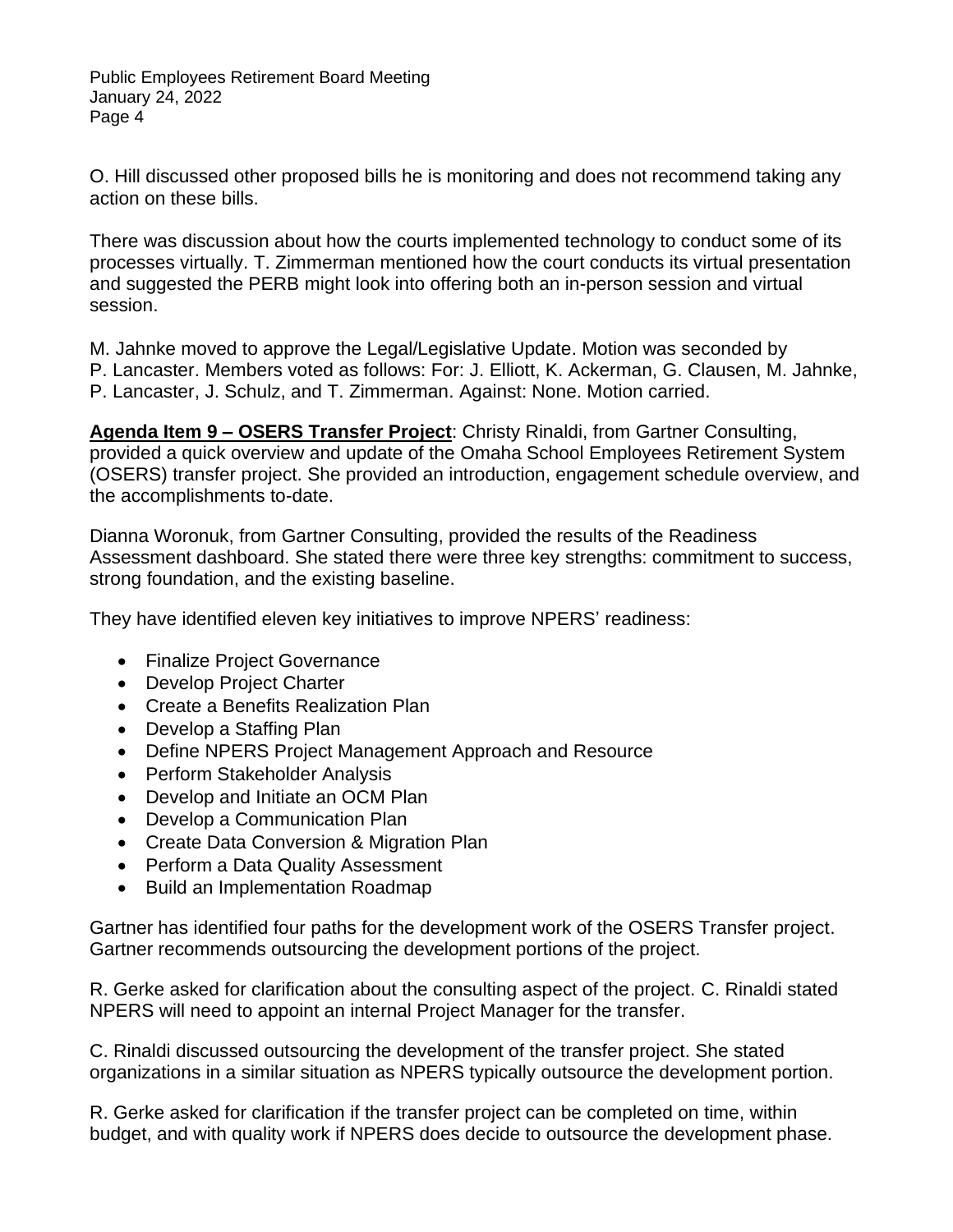O. Hill discussed other proposed bills he is monitoring and does not recommend taking any action on these bills.

There was discussion about how the courts implemented technology to conduct some of its processes virtually. T. Zimmerman mentioned how the court conducts its virtual presentation and suggested the PERB might look into offering both an in-person session and virtual session.

M. Jahnke moved to approve the Legal/Legislative Update. Motion was seconded by P. Lancaster. Members voted as follows: For: J. Elliott, K. Ackerman, G. Clausen, M. Jahnke, P. Lancaster, J. Schulz, and T. Zimmerman. Against: None. Motion carried.

**Agenda Item 9 – OSERS Transfer Project**: Christy Rinaldi, from Gartner Consulting, provided a quick overview and update of the Omaha School Employees Retirement System (OSERS) transfer project. She provided an introduction, engagement schedule overview, and the accomplishments to-date.

Dianna Woronuk, from Gartner Consulting, provided the results of the Readiness Assessment dashboard. She stated there were three key strengths: commitment to success, strong foundation, and the existing baseline.

They have identified eleven key initiatives to improve NPERS' readiness:

- Finalize Project Governance
- Develop Project Charter
- Create a Benefits Realization Plan
- Develop a Staffing Plan
- Define NPERS Project Management Approach and Resource
- Perform Stakeholder Analysis
- Develop and Initiate an OCM Plan
- Develop a Communication Plan
- Create Data Conversion & Migration Plan
- Perform a Data Quality Assessment
- Build an Implementation Roadmap

Gartner has identified four paths for the development work of the OSERS Transfer project. Gartner recommends outsourcing the development portions of the project.

R. Gerke asked for clarification about the consulting aspect of the project. C. Rinaldi stated NPERS will need to appoint an internal Project Manager for the transfer.

C. Rinaldi discussed outsourcing the development of the transfer project. She stated organizations in a similar situation as NPERS typically outsource the development portion.

R. Gerke asked for clarification if the transfer project can be completed on time, within budget, and with quality work if NPERS does decide to outsource the development phase.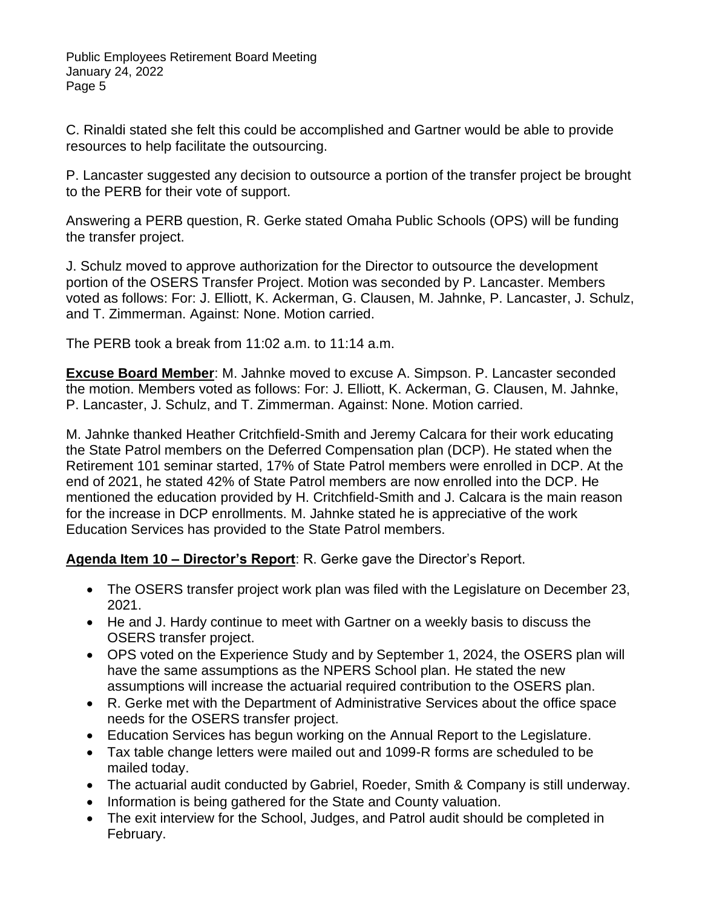C. Rinaldi stated she felt this could be accomplished and Gartner would be able to provide resources to help facilitate the outsourcing.

P. Lancaster suggested any decision to outsource a portion of the transfer project be brought to the PERB for their vote of support.

Answering a PERB question, R. Gerke stated Omaha Public Schools (OPS) will be funding the transfer project.

J. Schulz moved to approve authorization for the Director to outsource the development portion of the OSERS Transfer Project. Motion was seconded by P. Lancaster. Members voted as follows: For: J. Elliott, K. Ackerman, G. Clausen, M. Jahnke, P. Lancaster, J. Schulz, and T. Zimmerman. Against: None. Motion carried.

The PERB took a break from 11:02 a.m. to 11:14 a.m.

**Excuse Board Member**: M. Jahnke moved to excuse A. Simpson. P. Lancaster seconded the motion. Members voted as follows: For: J. Elliott, K. Ackerman, G. Clausen, M. Jahnke, P. Lancaster, J. Schulz, and T. Zimmerman. Against: None. Motion carried.

M. Jahnke thanked Heather Critchfield-Smith and Jeremy Calcara for their work educating the State Patrol members on the Deferred Compensation plan (DCP). He stated when the Retirement 101 seminar started, 17% of State Patrol members were enrolled in DCP. At the end of 2021, he stated 42% of State Patrol members are now enrolled into the DCP. He mentioned the education provided by H. Critchfield-Smith and J. Calcara is the main reason for the increase in DCP enrollments. M. Jahnke stated he is appreciative of the work Education Services has provided to the State Patrol members.

**Agenda Item 10 – Director's Report**: R. Gerke gave the Director's Report.

- The OSERS transfer project work plan was filed with the Legislature on December 23, 2021.
- He and J. Hardy continue to meet with Gartner on a weekly basis to discuss the OSERS transfer project.
- OPS voted on the Experience Study and by September 1, 2024, the OSERS plan will have the same assumptions as the NPERS School plan. He stated the new assumptions will increase the actuarial required contribution to the OSERS plan.
- R. Gerke met with the Department of Administrative Services about the office space needs for the OSERS transfer project.
- Education Services has begun working on the Annual Report to the Legislature.
- Tax table change letters were mailed out and 1099-R forms are scheduled to be mailed today.
- The actuarial audit conducted by Gabriel, Roeder, Smith & Company is still underway.
- Information is being gathered for the State and County valuation.
- The exit interview for the School, Judges, and Patrol audit should be completed in February.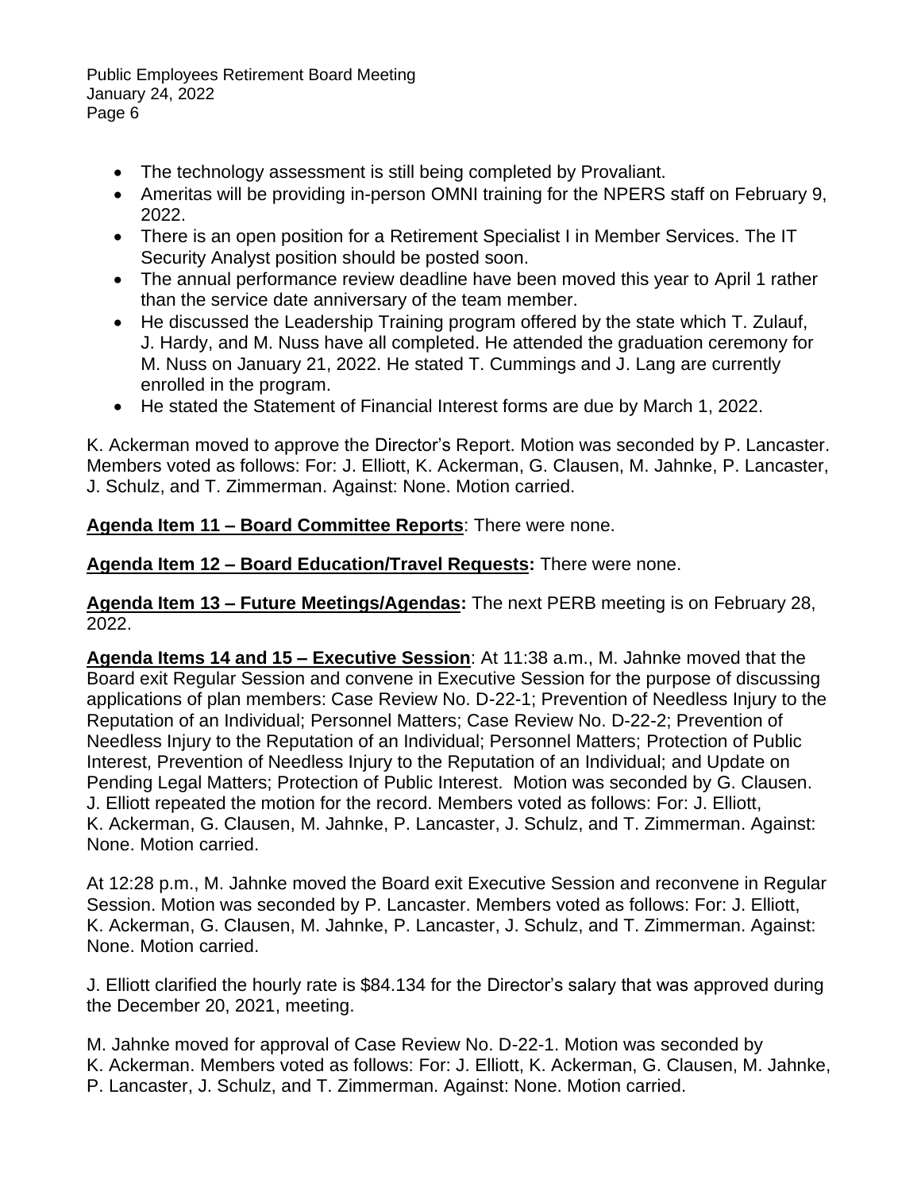- The technology assessment is still being completed by Provaliant.
- Ameritas will be providing in-person OMNI training for the NPERS staff on February 9, 2022.
- There is an open position for a Retirement Specialist I in Member Services. The IT Security Analyst position should be posted soon.
- The annual performance review deadline have been moved this year to April 1 rather than the service date anniversary of the team member.
- He discussed the Leadership Training program offered by the state which T. Zulauf, J. Hardy, and M. Nuss have all completed. He attended the graduation ceremony for M. Nuss on January 21, 2022. He stated T. Cummings and J. Lang are currently enrolled in the program.
- He stated the Statement of Financial Interest forms are due by March 1, 2022.

K. Ackerman moved to approve the Director's Report. Motion was seconded by P. Lancaster. Members voted as follows: For: J. Elliott, K. Ackerman, G. Clausen, M. Jahnke, P. Lancaster, J. Schulz, and T. Zimmerman. Against: None. Motion carried.

**Agenda Item 11 – Board Committee Reports**: There were none.

**Agenda Item 12 – Board Education/Travel Requests:** There were none.

**Agenda Item 13 – Future Meetings/Agendas:** The next PERB meeting is on February 28, 2022.

**Agenda Items 14 and 15 – Executive Session**: At 11:38 a.m., M. Jahnke moved that the Board exit Regular Session and convene in Executive Session for the purpose of discussing applications of plan members: Case Review No. D-22-1; Prevention of Needless Injury to the Reputation of an Individual; Personnel Matters; Case Review No. D-22-2; Prevention of Needless Injury to the Reputation of an Individual; Personnel Matters; Protection of Public Interest, Prevention of Needless Injury to the Reputation of an Individual; and Update on Pending Legal Matters; Protection of Public Interest. Motion was seconded by G. Clausen. J. Elliott repeated the motion for the record. Members voted as follows: For: J. Elliott, K. Ackerman, G. Clausen, M. Jahnke, P. Lancaster, J. Schulz, and T. Zimmerman. Against: None. Motion carried.

At 12:28 p.m., M. Jahnke moved the Board exit Executive Session and reconvene in Regular Session. Motion was seconded by P. Lancaster. Members voted as follows: For: J. Elliott, K. Ackerman, G. Clausen, M. Jahnke, P. Lancaster, J. Schulz, and T. Zimmerman. Against: None. Motion carried.

J. Elliott clarified the hourly rate is $84.134 for the Director's salary that was approved during the December 20, 2021, meeting.

M. Jahnke moved for approval of Case Review No. D-22-1. Motion was seconded by K. Ackerman. Members voted as follows: For: J. Elliott, K. Ackerman, G. Clausen, M. Jahnke, P. Lancaster, J. Schulz, and T. Zimmerman. Against: None. Motion carried.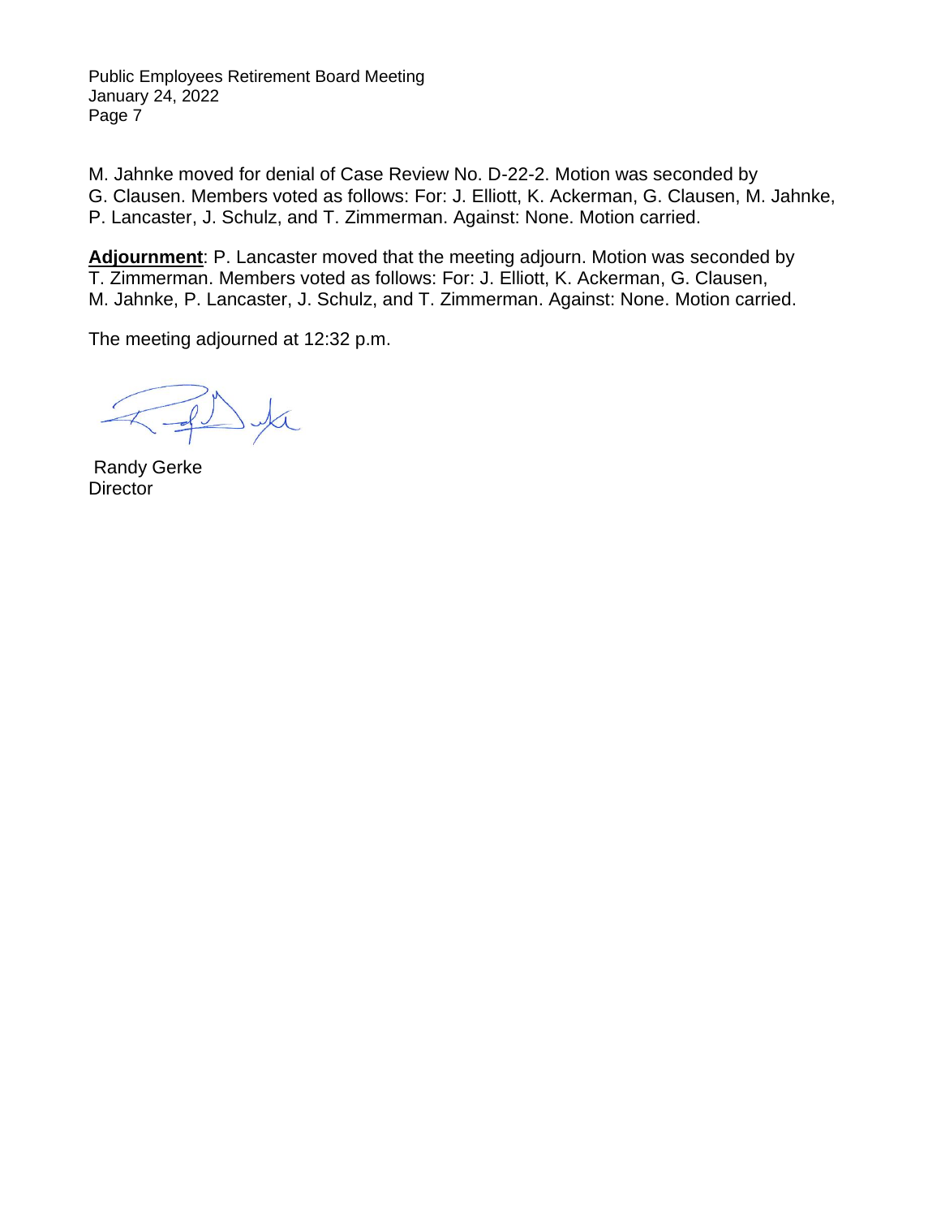M. Jahnke moved for denial of Case Review No. D-22-2. Motion was seconded by G. Clausen. Members voted as follows: For: J. Elliott, K. Ackerman, G. Clausen, M. Jahnke, P. Lancaster, J. Schulz, and T. Zimmerman. Against: None. Motion carried.

**Adjournment**: P. Lancaster moved that the meeting adjourn. Motion was seconded by T. Zimmerman. Members voted as follows: For: J. Elliott, K. Ackerman, G. Clausen, M. Jahnke, P. Lancaster, J. Schulz, and T. Zimmerman. Against: None. Motion carried.

The meeting adjourned at 12:32 p.m.

Randy Gerke
Director